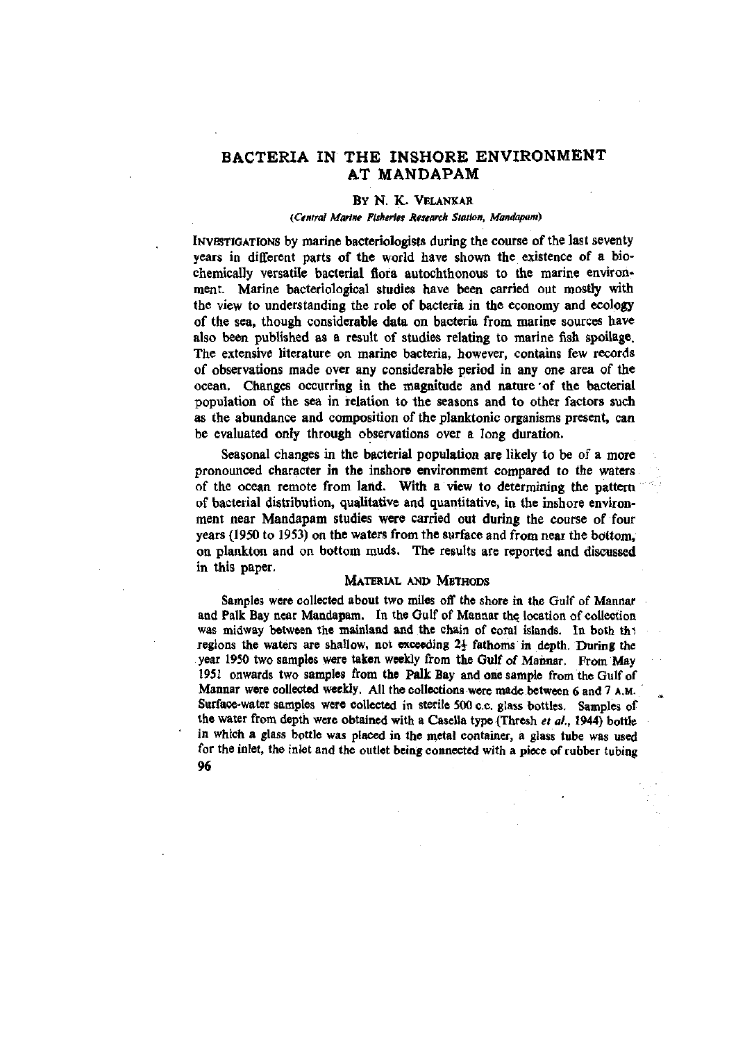# BACTERIA IN THE INSHORE ENVIRONMENT AT MANDAPAM

BY N. K. VELANKAR

*(Central Marine Fisheries Research Station, Mandapam)*

INVESTIGATIONS by marine bacteriologists during the course of the last seventy years in different parts of the world have shown the existence of a biochemically versatile bacterial flora autochthonous to the marine environment. Marine bacteriological studies have been carried out mostly with the view to understanding the role of bacteria in the economy and ecology of the sea, though considerable data on bacteria from marine sources have also been published as a result of studies relating to marine fish spoilage. The extensive literature on marine bacteria, however, contains few records of observations made over any considerable period in any one area of the ocean. Changes occurring in the magnitude and nature of the bacterial population of the sea in relation to the seasons and to other factors such as the abundance and composition of the planktonic organisms present, can be evaluated only through observations over a long duration.

Seasonal changes in the bacterial population are likely to be of a more pronounced character in the inshore environment compared to the waters of the ocean remote from land. With a view to determining the pattern of bacterial distribution, qualitative and quantitative, in the inshore environment near Mandapam studies were carried out during the course of four years (1950 to 1953) on the waters from the surface and from near the bottom, on plankton and on bottom muds. The results are reported and discussed in this paper.

## MATERIAL AND METHODS

Samples were collected about two miles off the shore in the Gulf of Mannar and Palk Bay near Mandapam. In the Gulf of Mannar the location of collection was midway between the mainland and the chain of coral islands. In both the regions the waters are shallow, not exceeding 2½ fathoms in depth. During the year 1950 two samples were taken weekly from the Gulf of Mannar. From May 1951 onwards two samples from the Palk Bay and one sample from the Gulf of Mannar were collected weekly. All the collections were made between 6 and 7 A.M. Surface-water samples were collected in sterile 500 c.c. glass bottles. Samples of the water from depth were obtained with a Casella type (Thresh *et al.*, 1944) bottle in which a glass bottle was placed in the metal container, a glass tube was used for the inlet, the inlet and the outlet being connected with a piece of rubber tubing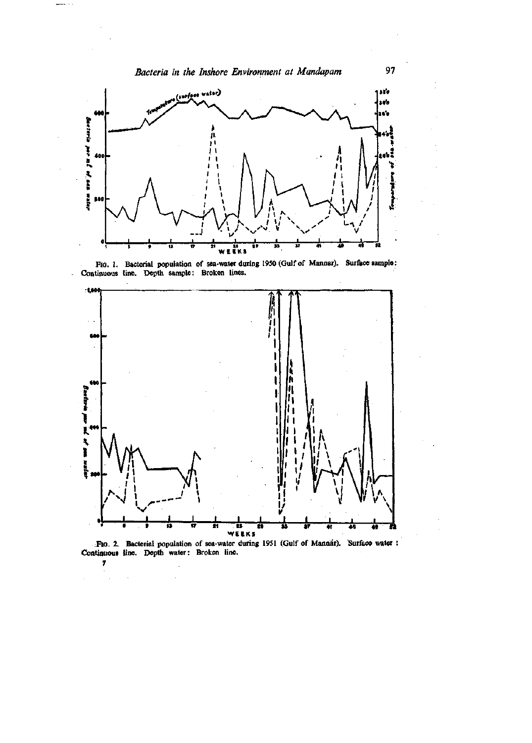FIG. 1. Bacterial population of sea-water during 1950 (Gulf of Mannar). Surface sample: Continuous line. Depth sample: Broken lines.

FIG. 2. Bacterial population of sea-water during 1951 (Gulf of Mannar). Surface water: Continuous line. Depth water: Broken line.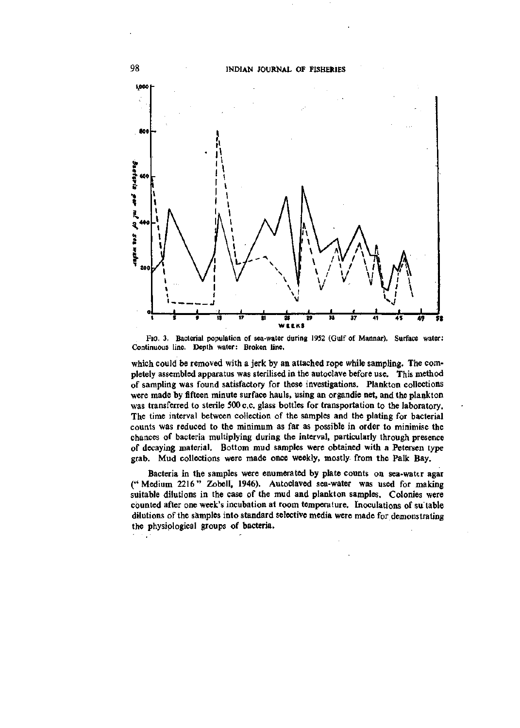FIG. 3. Bacterial population of sea-water during 1952 (Gulf of Mannar). Surface water: Continuous line. Depth water: Broken line.

which could be removed with a jerk by an attached rope while sampling. The completely assembled apparatus was sterilised in the autoclave before use. This method of sampling was found satisfactory for these investigations. Plankton collections were made by fifteen minute surface hauls, using an organdie net, and the plankton was transferred to sterile 500 c.c. glass bottles for transportation to the laboratory. The time interval between collection of the samples and the plating for bacterial counts was reduced to the minimum as far as possible in order to minimise the chances of bacteria multiplying during the interval, particularly through presence of decaying material. Bottom mud samples were obtained with a Petersen type grab. Mud collections were made once weekly, mostly from the Palk Bay.

Bacteria in the samples were enumerated by plate counts on sea-water agar ("Medium 2216" Zobell, 1946). Autoclaved sea-water was used for making suitable dilutions in the case of the mud and plankton samples. Colonies were counted after one week's incubation at room temperature. Inoculations of suitable dilutions of the samples into standard selective media were made for demonstrating the physiological groups of bacteria.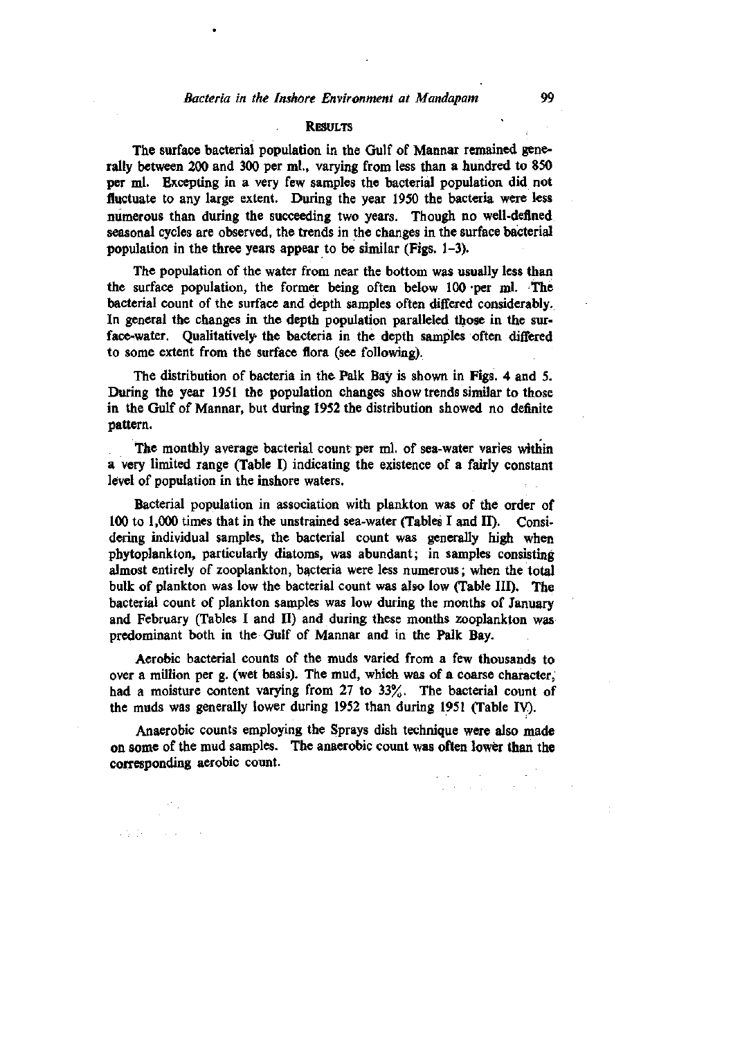## RESULTS

The surface bacterial population in the Gulf of Mannar remained generally between 200 and 300 per ml., varying from less than a hundred to 850 per ml. Excepting in a very few samples the bacterial population did not fluctuate to any large extent. During the year 1950 the bacteria were less numerous than during the succeeding two years. Though no well-defined seasonal cycles are observed, the trends in the changes in the surface bacterial population in the three years appear to be similar (Figs. 1–3).

The population of the water from near the bottom was usually less than the surface population, the former being often below 100 per ml. The bacterial count of the surface and depth samples often differed considerably. In general the changes in the depth population paralleled those in the surface-water. Qualitatively the bacteria in the depth samples often differed to some extent from the surface flora (see following).

The distribution of bacteria in the Palk Bay is shown in Figs. 4 and 5. During the year 1951 the population changes show trends similar to those in the Gulf of Mannar, but during 1952 the distribution showed no definite pattern.

The monthly average bacterial count per ml. of sea-water varies within a very limited range (Table I) indicating the existence of a fairly constant level of population in the inshore waters.

Bacterial population in association with plankton was of the order of 100 to 1,000 times that in the unstrained sea-water (Tables I and II). Considering individual samples, the bacterial count was generally high when phytoplankton, particularly diatoms, was abundant; in samples consisting almost entirely of zooplankton, bacteria were less numerous; when the total bulk of plankton was low the bacterial count was also low (Table III). The bacterial count of plankton samples was low during the months of January and February (Tables I and II) and during these months zooplankton was predominant both in the Gulf of Mannar and in the Palk Bay.

Aerobic bacterial counts of the muds varied from a few thousands to over a million per g. (wet basis). The mud, which was of a coarse character, had a moisture content varying from 27 to 33%. The bacterial count of the muds was generally lower during 1952 than during 1951 (Table IV).

Anaerobic counts employing the Sprays dish technique were also made on some of the mud samples. The anaerobic count was often lower than the corresponding aerobic count.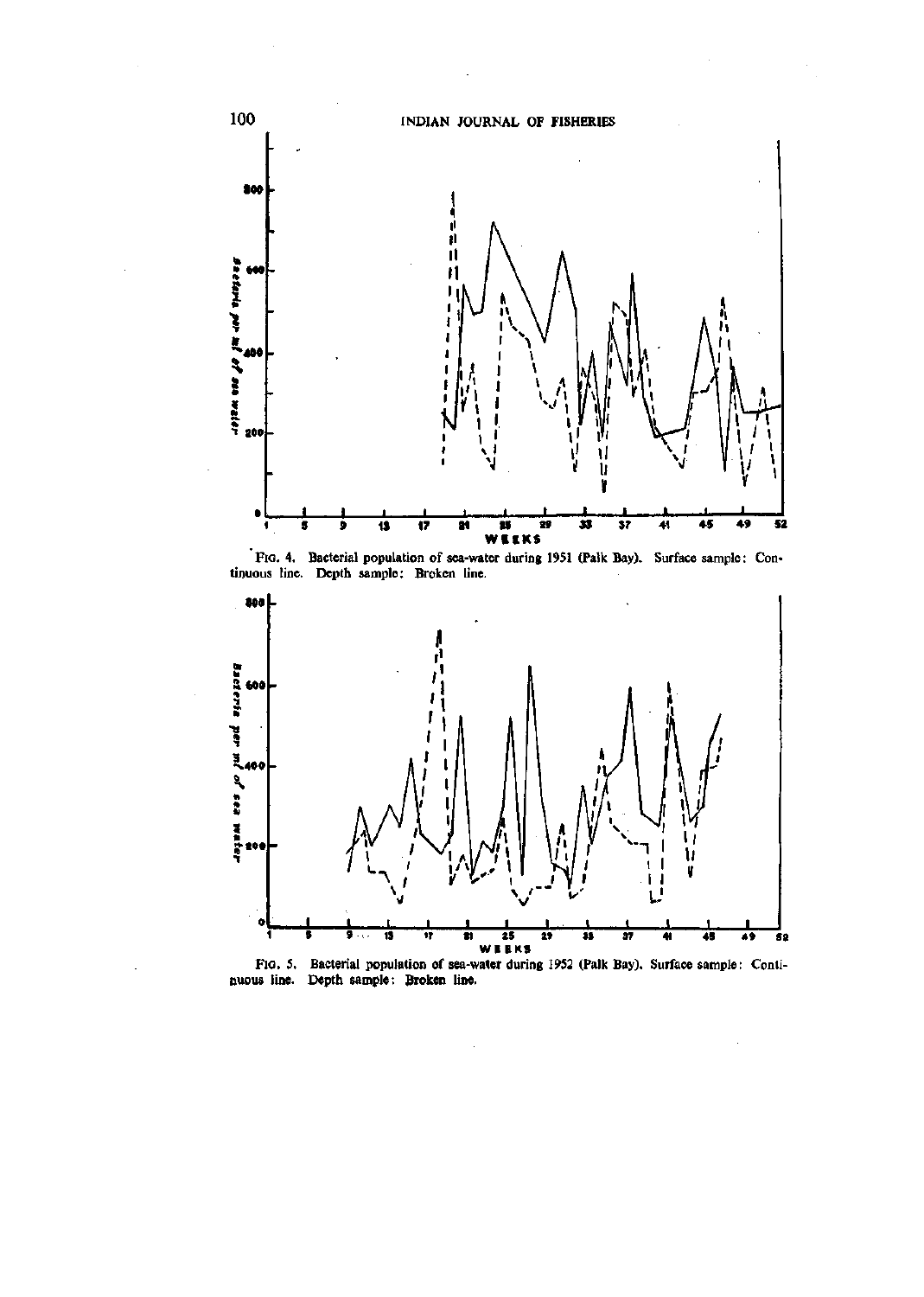FIG. 4. Bacterial population of sea-water during 1951 (Palk Bay). Surface sample: Continuous line. Depth sample: Broken line.

FIG. 5. Bacterial population of sea-water during 1952 (Palk Bay). Surface sample: Continuous line. Depth sample: Broken line.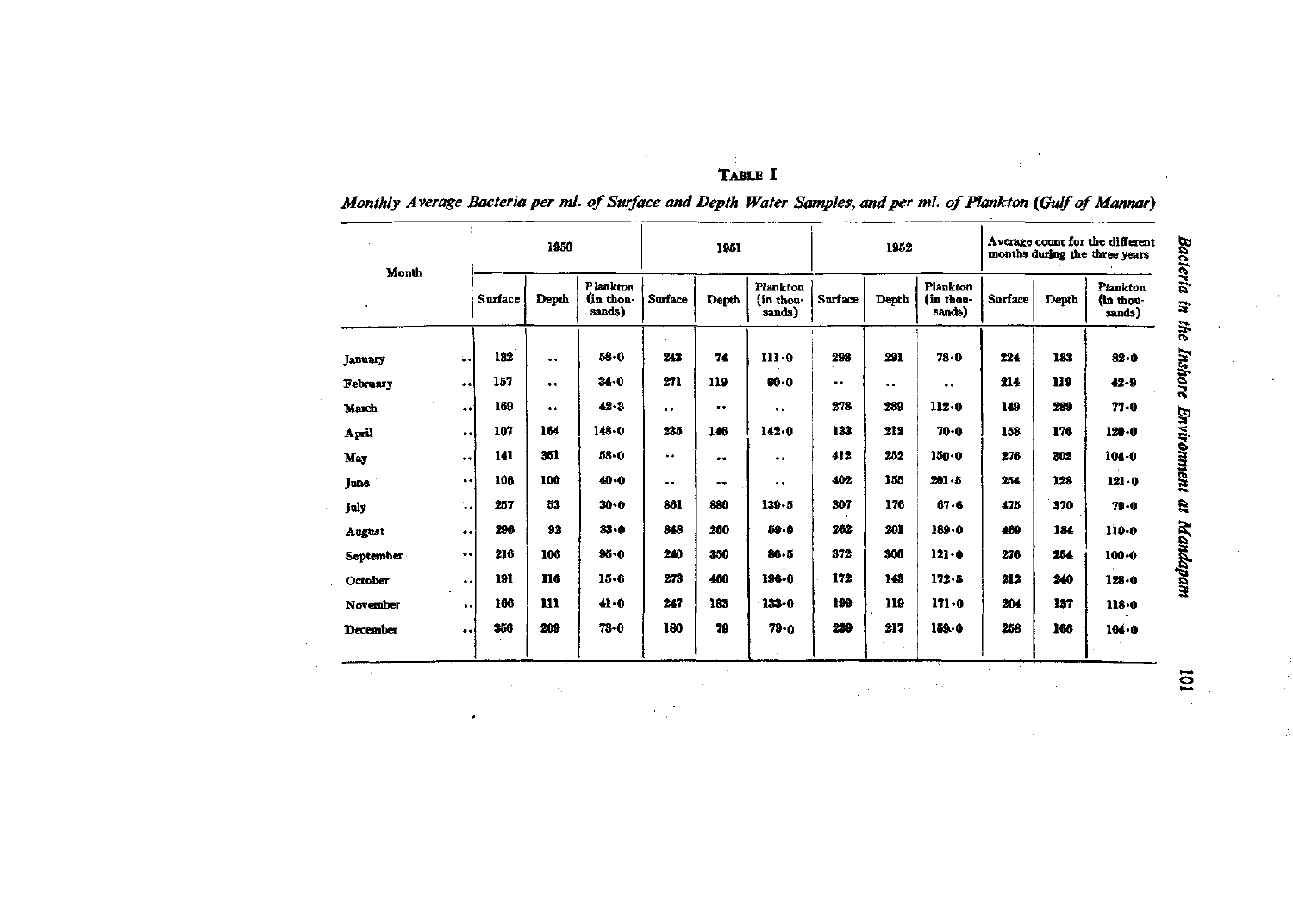**TABLE I**

*Monthly Average Bacteria per ml. of Surface and Depth Water Samples, and per ml. of Plankton (Gulf of Mannar)*

| Month | 1950 | | | 1951 | | | 1952 | | | Average count for the different months during the three years | | |
|---|---|---|---|---|---|---|---|---|---|---|---|---|
| | Surface | Depth | Plankton (in thousands) | Surface | Depth | Plankton (in thousands) | Surface | Depth | Plankton (in thousands) | Surface | Depth | Plankton (in thousands) |
| January .. | 132 | .. | 58·0 | 243 | 74 | 111·0 | 298 | 291 | 78·0 | 224 | 183 | 82·0 |
| February .. | 157 | .. | 34·0 | 271 | 119 | 80·0 | .. | .. | .. | 214 | 119 | 42·9 |
| March .. | 169 | .. | 42·3 | .. | .. | .. | 278 | 289 | 112·0 | 149 | 289 | 77·0 |
| April .. | 107 | 164 | 148·0 | 235 | 146 | 142·0 | 133 | 212 | 70·0 | 158 | 176 | 120·0 |
| May .. | 141 | 351 | 58·0 | .. | .. | .. | 412 | 252 | 150·0 | 276 | 302 | 104·0 |
| June .. | 106 | 100 | 40·0 | .. | .. | .. | 402 | 155 | 201·5 | 254 | 128 | 121·0 |
| July .. | 257 | 53 | 30·0 | 861 | 880 | 139·5 | 307 | 176 | 67·6 | 475 | 370 | 79·0 |
| August .. | 296 | 92 | 83·0 | 848 | 260 | 59·0 | 262 | 201 | 189·0 | 469 | 184 | 110·0 |
| September .. | 216 | 106 | 95·0 | 240 | 350 | 84·5 | 372 | 306 | 121·0 | 276 | 254 | 100·0 |
| October .. | 191 | 116 | 15·6 | 273 | 460 | 196·0 | 172 | 143 | 172·5 | 212 | 240 | 128·0 |
| November .. | 166 | 111 | 41·0 | 247 | 183 | 133·0 | 199 | 119 | 171·0 | 204 | 137 | 118·0 |
| December .. | 356 | 209 | 73·0 | 180 | 79 | 79·0 | 239 | 217 | 159·0 | 258 | 166 | 104·0 |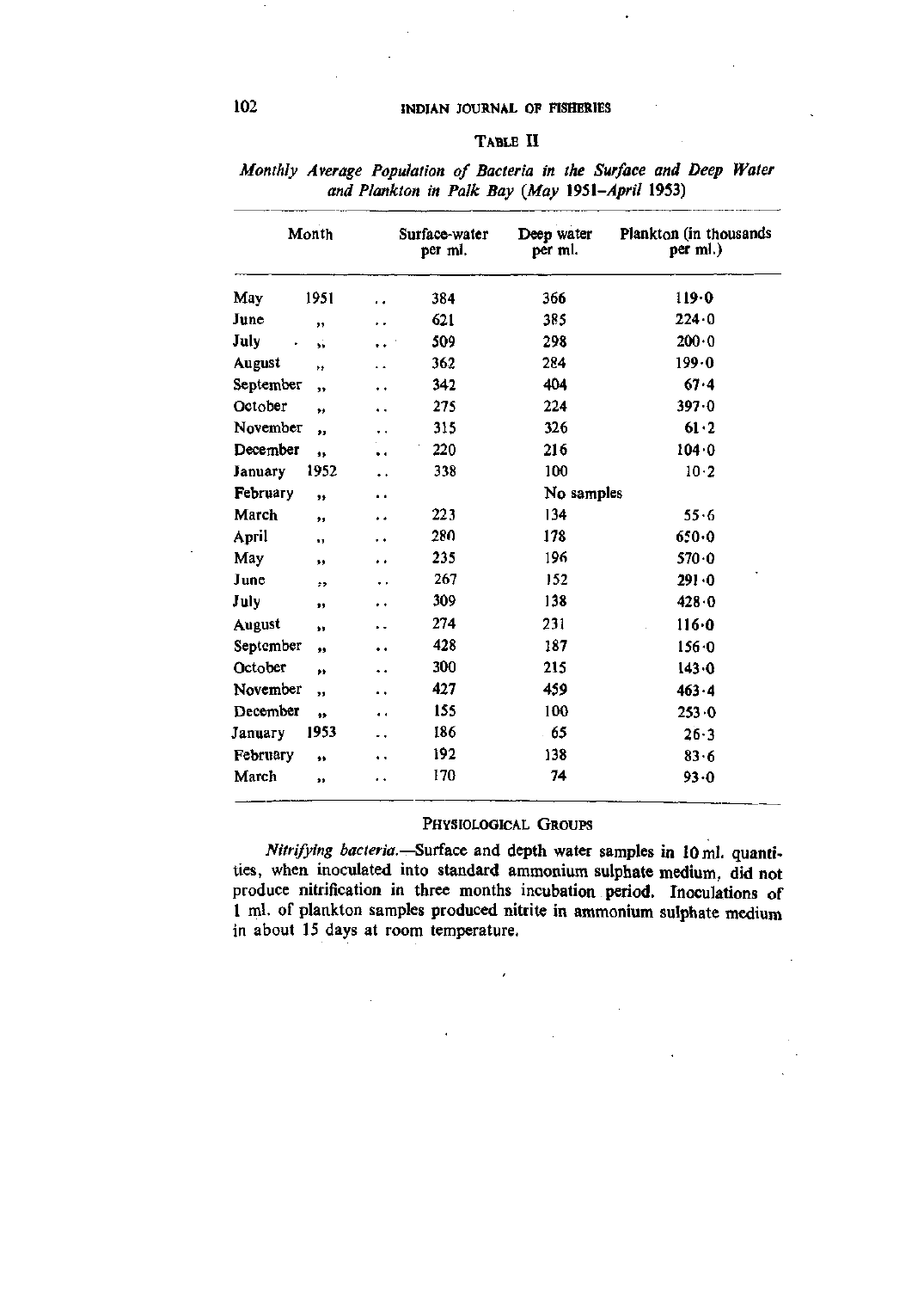TABLE II

*Monthly Average Population of Bacteria in the Surface and Deep Water and Plankton in Palk Bay (May 1951–April 1953)*

| Month | | Surface-water per ml. | Deep water per ml. | Plankton (in thousands per ml.) |
|---|---|---|---|---|
| May | 1951 | 384 | 366 | 119·0 |
| June | ,, | 621 | 385 | 224·0 |
| July | ,, | 509 | 298 | 200·0 |
| August | ,, | 362 | 284 | 199·0 |
| September | ,, | 342 | 404 | 67·4 |
| October | ,, | 275 | 224 | 397·0 |
| November | ,, | 315 | 326 | 61·2 |
| December | ,, | 220 | 216 | 104·0 |
| January | 1952 | 338 | 100 | 10·2 |
| February | ,, | | No samples | |
| March | ,, | 223 | 134 | 55·6 |
| April | ,, | 280 | 178 | 650·0 |
| May | ,, | 235 | 196 | 570·0 |
| June | ,, | 267 | 152 | 291·0 |
| July | ,, | 309 | 138 | 428·0 |
| August | ,, | 274 | 231 | 116·0 |
| September | ,, | 428 | 187 | 156·0 |
| October | ,, | 300 | 215 | 143·0 |
| November | ,, | 427 | 459 | 463·4 |
| December | ,, | 155 | 100 | 253·0 |
| January | 1953 | 186 | 65 | 26·3 |
| February | ,, | 192 | 138 | 83·6 |
| March | ,, | 170 | 74 | 93·0 |

## PHYSIOLOGICAL GROUPS

*Nitrifying bacteria.*—Surface and depth water samples in 10 ml. quantities, when inoculated into standard ammonium sulphate medium, did not produce nitrification in three months incubation period. Inoculations of 1 ml. of plankton samples produced nitrite in ammonium sulphate medium in about 15 days at room temperature.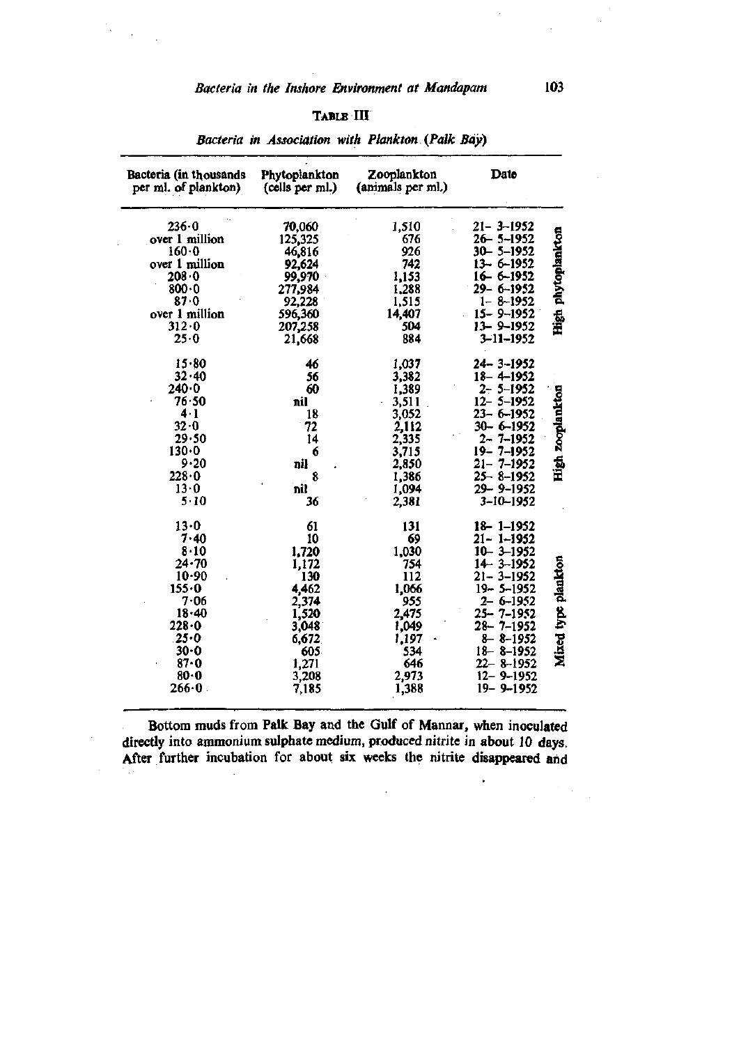**TABLE III**

*Bacteria in Association with Plankton (Palk Bay)*

| Bacteria (in thousands per ml. of plankton) | Phytoplankton (cells per ml.) | Zooplankton (animals per ml.) | Date | |
|---|---|---|---|---|
| 236·0 | 70,060 | 1,510 | 21- 3-1952 | High phytoplankton |
| over 1 million | 125,325 | 676 | 26- 5-1952 | |
| 160·0 | 46,816 | 926 | 30- 5-1952 | |
| over 1 million | 92,624 | 742 | 13- 6-1952 | |
| 208·0 | 99,970 | 1,153 | 16- 6-1952 | |
| 800·0 | 277,984 | 1,288 | 29- 6-1952 | |
| 87·0 | 92,228 | 1,515 | 1- 8-1952 | |
| over 1 million | 596,360 | 14,407 | 15- 9-1952 | |
| 312·0 | 207,258 | 504 | 13- 9-1952 | |
| 25·0 | 21,668 | 884 | 3-11-1952 | |
| 15·80 | 46 | 1,037 | 24- 3-1952 | High zooplankton |
| 32·40 | 56 | 3,382 | 18- 4-1952 | |
| 240·0 | 60 | 1,389 | 2- 5-1952 | |
| 76·50 | nil | 3,511 | 12- 5-1952 | |
| 4·1 | 18 | 3,052 | 23- 6-1952 | |
| 32·0 | 72 | 2,112 | 30- 6-1952 | |
| 29·50 | 14 | 2,335 | 2- 7-1952 | |
| 130·0 | 6 | 3,715 | 19- 7-1952 | |
| 9·20 | nil | 2,850 | 21- 7-1952 | |
| 228·0 | 8 | 1,386 | 25- 8-1952 | |
| 13·0 | nil | 1,094 | 29- 9-1952 | |
| 5·10 | 36 | 2,381 | 3-10-1952 | |
| 13·0 | 61 | 131 | 18- 1-1952 | Mixed type plankton |
| 7·40 | 10 | 69 | 21- 1-1952 | |
| 8·10 | 1,720 | 1,030 | 10- 3-1952 | |
| 24·70 | 1,172 | 754 | 14- 3-1952 | |
| 10·90 | 130 | 112 | 21- 3-1952 | |
| 155·0 | 4,462 | 1,066 | 19- 5-1952 | |
| 7·06 | 2,374 | 955 | 2- 6-1952 | |
| 18·40 | 1,520 | 2,475 | 25- 7-1952 | |
| 228·0 | 3,048 | 1,049 | 28- 7-1952 | |
| 25·0 | 6,672 | 1,197 | 8- 8-1952 | |
| 30·0 | 605 | 534 | 18- 8-1952 | |
| 87·0 | 1,271 | 646 | 22- 8-1952 | |
| 80·0 | 3,208 | 2,973 | 12- 9-1952 | |
| 266·0 | 7,185 | 1,388 | 19- 9-1952 | |

Bottom muds from Palk Bay and the Gulf of Mannar, when inoculated directly into ammonium sulphate medium, produced nitrite in about 10 days. After further incubation for about six weeks the nitrite disappeared and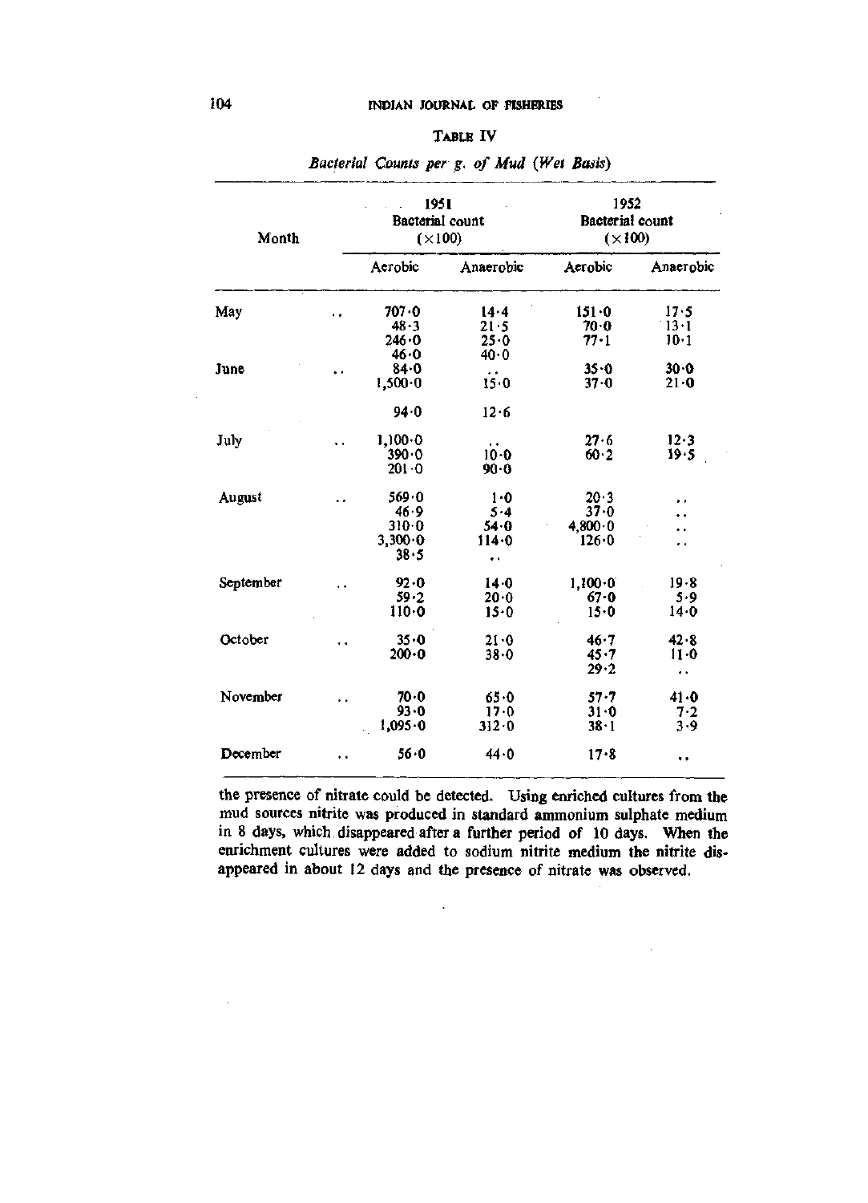TABLE IV

*Bacterial Counts per g. of Mud (Wet Basis)*

| Month | 1951 Bacterial count (×100) | | 1952 Bacterial count (×100) | |
|---|---|---|---|---|
| | Aerobic | Anaerobic | Aerobic | Anaerobic |
| May .. | 707·0 | 14·4 | 151·0 | 17·5 |
| | 48·3 | 21·5 | 70·0 | 13·1 |
| | 246·0 | 25·0 | 77·1 | 10·1 |
| | 46·0 | 40·0 | | |
| June .. | 84·0 | .. | 35·0 | 30·0 |
| | 1,500·0 | 15·0 | 37·0 | 21·0 |
| | 94·0 | 12·6 | | |
| July .. | 1,100·0 | .. | 27·6 | 12·3 |
| | 390·0 | 10·0 | 60·2 | 19·5 |
| | 201·0 | 90·0 | | |
| August .. | 569·0 | 1·0 | 20·3 | .. |
| | 46·9 | 5·4 | 37·0 | .. |
| | 310·0 | 54·0 | 4,800·0 | .. |
| | 3,300·0 | 114·0 | 126·0 | .. |
| | 38·5 | .. | | |
| September .. | 92·0 | 14·0 | 1,100·0 | 19·8 |
| | 59·2 | 20·0 | 67·0 | 5·9 |
| | 110·0 | 15·0 | 15·0 | 14·0 |
| October .. | 35·0 | 21·0 | 46·7 | 42·8 |
| | 200·0 | 38·0 | 45·7 | 11·0 |
| | | | 29·2 | .. |
| November .. | 70·0 | 65·0 | 57·7 | 41·0 |
| | 93·0 | 17·0 | 31·0 | 7·2 |
| | 1,095·0 | 312·0 | 38·1 | 3·9 |
| December .. | 56·0 | 44·0 | 17·8 | .. |

the presence of nitrate could be detected. Using enriched cultures from the mud sources nitrite was produced in standard ammonium sulphate medium in 8 days, which disappeared after a further period of 10 days. When the enrichment cultures were added to sodium nitrite medium the nitrite disappeared in about 12 days and the presence of nitrate was observed.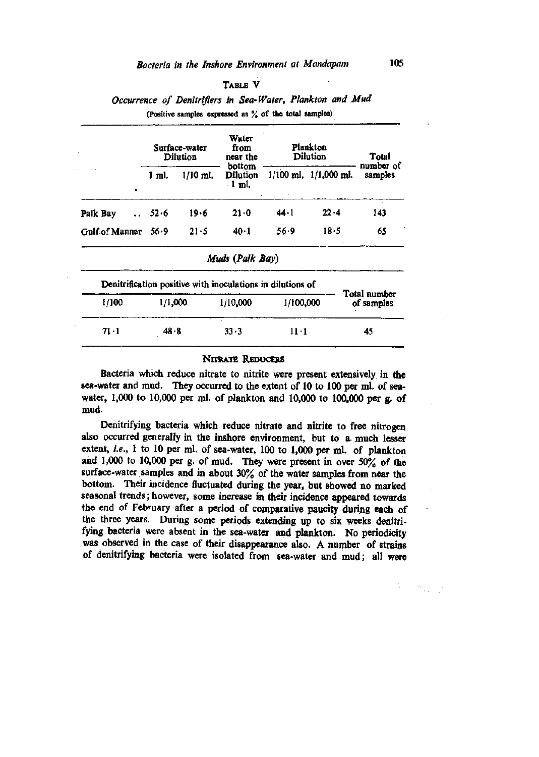### TABLE V

*Occurrence of Denitrifiers in Sea-Water, Plankton and Mud*

(Positive samples expressed as % of the total samples)

| | Surface-water Dilution | | Water from near the bottom Dilution | Plankton Dilution | | Total number of samples |
|---|---|---|---|---|---|---|
| | 1 ml. | 1/10 ml. | 1 ml. | 1/100 ml. | 1/1,000 ml. | |
| Palk Bay .. | 52·6 | 19·6 | 21·0 | 44·1 | 22·4 | 143 |
| Gulf of Mannar | 56·9 | 21·5 | 40·1 | 56·9 | 18·5 | 65 |

*Muds (Palk Bay)*

| Denitrification positive with inoculations in dilutions of | | | | Total number of samples |
|---|---|---|---|---|
| 1/100 | 1/1,000 | 1/10,000 | 1/100,000 | |
| 71·1 | 48·8 | 33·3 | 11·1 | 45 |

## NITRATE REDUCERS

Bacteria which reduce nitrate to nitrite were present extensively in the sea-water and mud. They occurred to the extent of 10 to 100 per ml. of sea-water, 1,000 to 10,000 per ml. of plankton and 10,000 to 100,000 per g. of mud.

Denitrifying bacteria which reduce nitrate and nitrite to free nitrogen also occurred generally in the inshore environment, but to a much lesser extent, *i.e.*, 1 to 10 per ml. of sea-water, 100 to 1,000 per ml. of plankton and 1,000 to 10,000 per g. of mud. They were present in over 50% of the surface-water samples and in about 30% of the water samples from near the bottom. Their incidence fluctuated during the year, but showed no marked seasonal trends; however, some increase in their incidence appeared towards the end of February after a period of comparative paucity during each of the three years. During some periods extending up to six weeks denitrifying bacteria were absent in the sea-water and plankton. No periodicity was observed in the case of their disappearance also. A number of strains of denitrifying bacteria were isolated from sea-water and mud; all were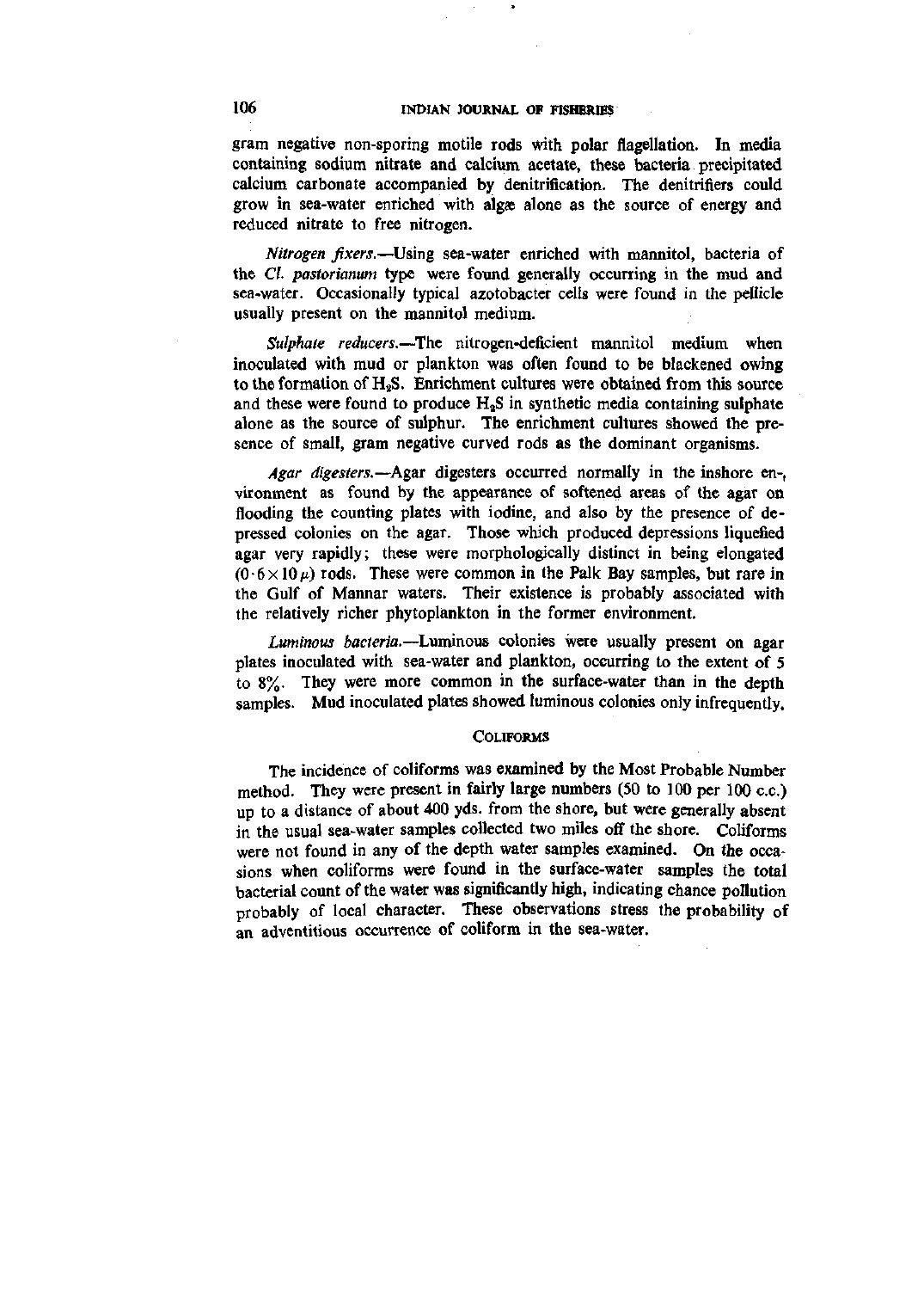gram negative non-sporing motile rods with polar flagellation. In media containing sodium nitrate and calcium acetate, these bacteria precipitated calcium carbonate accompanied by denitrification. The denitrifiers could grow in sea-water enriched with algæ alone as the source of energy and reduced nitrate to free nitrogen.

*Nitrogen fixers.*—Using sea-water enriched with mannitol, bacteria of the *Cl. pastorianum* type were found generally occurring in the mud and sea-water. Occasionally typical azotobacter cells were found in the pellicle usually present on the mannitol medium.

*Sulphate reducers.*—The nitrogen-deficient mannitol medium when inoculated with mud or plankton was often found to be blackened owing to the formation of $H_2S$. Enrichment cultures were obtained from this source and these were found to produce $H_2S$ in synthetic media containing sulphate alone as the source of sulphur. The enrichment cultures showed the presence of small, gram negative curved rods as the dominant organisms.

*Agar digesters.*—Agar digesters occurred normally in the inshore environment as found by the appearance of softened areas of the agar on flooding the counting plates with iodine, and also by the presence of depressed colonies on the agar. Those which produced depressions liquefied agar very rapidly; these were morphologically distinct in being elongated ($0 \cdot 6 \times 10\,\mu$) rods. These were common in the Palk Bay samples, but rare in the Gulf of Mannar waters. Their existence is probably associated with the relatively richer phytoplankton in the former environment.

*Luminous bacteria.*—Luminous colonies were usually present on agar plates inoculated with sea-water and plankton, occurring to the extent of 5 to 8%. They were more common in the surface-water than in the depth samples. Mud inoculated plates showed luminous colonies only infrequently.

## COLIFORMS

The incidence of coliforms was examined by the Most Probable Number method. They were present in fairly large numbers (50 to 100 per 100 c.c.) up to a distance of about 400 yds. from the shore, but were generally absent in the usual sea-water samples collected two miles off the shore. Coliforms were not found in any of the depth water samples examined. On the occasions when coliforms were found in the surface-water samples the total bacterial count of the water was significantly high, indicating chance pollution probably of local character. These observations stress the probability of an adventitious occurrence of coliform in the sea-water.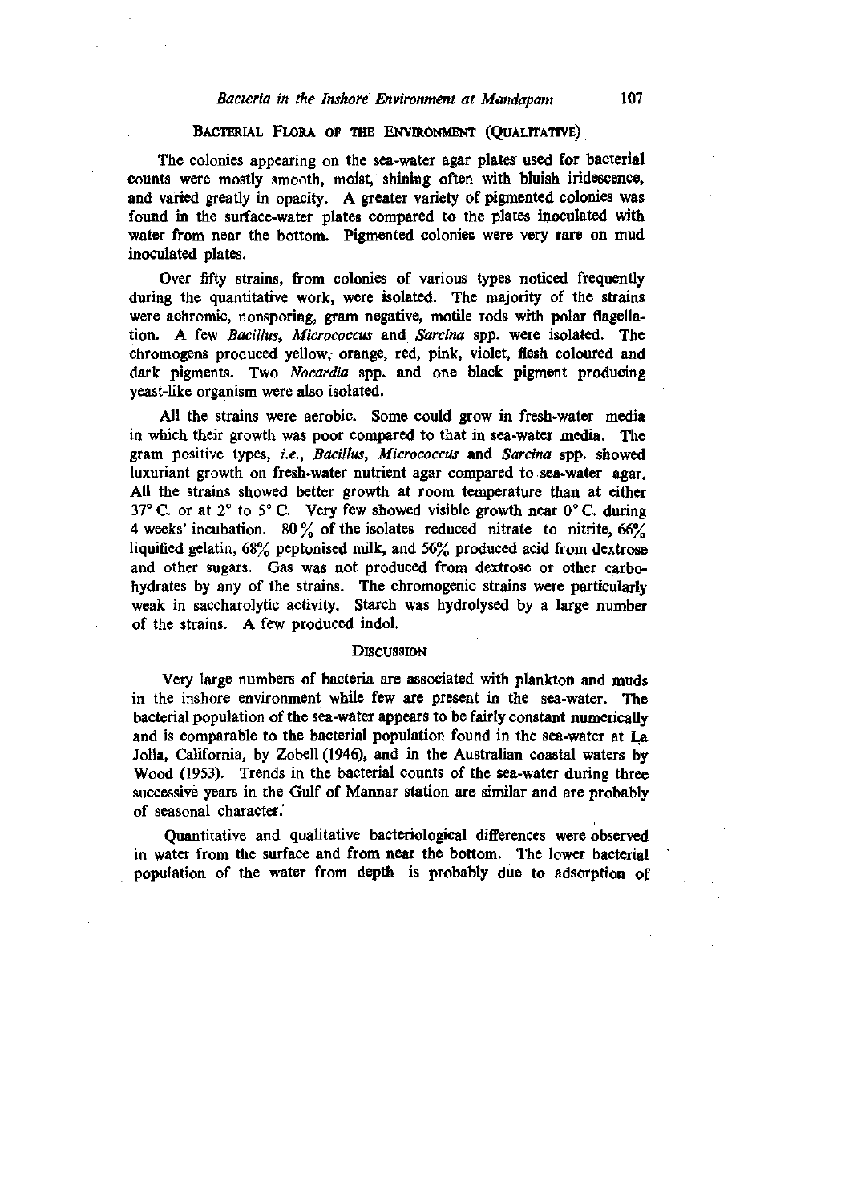## Bacterial Flora of the Environment (Qualitative)

The colonies appearing on the sea-water agar plates used for bacterial counts were mostly smooth, moist, shining often with bluish iridescence, and varied greatly in opacity. A greater variety of pigmented colonies was found in the surface-water plates compared to the plates inoculated with water from near the bottom. Pigmented colonies were very rare on mud inoculated plates.

Over fifty strains, from colonies of various types noticed frequently during the quantitative work, were isolated. The majority of the strains were achromic, nonsporing, gram negative, motile rods with polar flagellation. A few *Bacillus*, *Micrococcus* and *Sarcina* spp. were isolated. The chromogens produced yellow, orange, red, pink, violet, flesh coloured and dark pigments. Two *Nocardia* spp. and one black pigment producing yeast-like organism were also isolated.

All the strains were aerobic. Some could grow in fresh-water media in which their growth was poor compared to that in sea-water media. The gram positive types, *i.e.*, *Bacillus*, *Micrococcus* and *Sarcina* spp. showed luxuriant growth on fresh-water nutrient agar compared to sea-water agar. All the strains showed better growth at room temperature than at either 37° C. or at 2° to 5° C. Very few showed visible growth near 0° C. during 4 weeks' incubation. 80% of the isolates reduced nitrate to nitrite, 66% liquified gelatin, 68% peptonised milk, and 56% produced acid from dextrose and other sugars. Gas was not produced from dextrose or other carbohydrates by any of the strains. The chromogenic strains were particularly weak in saccharolytic activity. Starch was hydrolysed by a large number of the strains. A few produced indol.

## Discussion

Very large numbers of bacteria are associated with plankton and muds in the inshore environment while few are present in the sea-water. The bacterial population of the sea-water appears to be fairly constant numerically and is comparable to the bacterial population found in the sea-water at La Jolla, California, by Zobell (1946), and in the Australian coastal waters by Wood (1953). Trends in the bacterial counts of the sea-water during three successive years in the Gulf of Mannar station are similar and are probably of seasonal character.

Quantitative and qualitative bacteriological differences were observed in water from the surface and from near the bottom. The lower bacterial population of the water from depth is probably due to adsorption of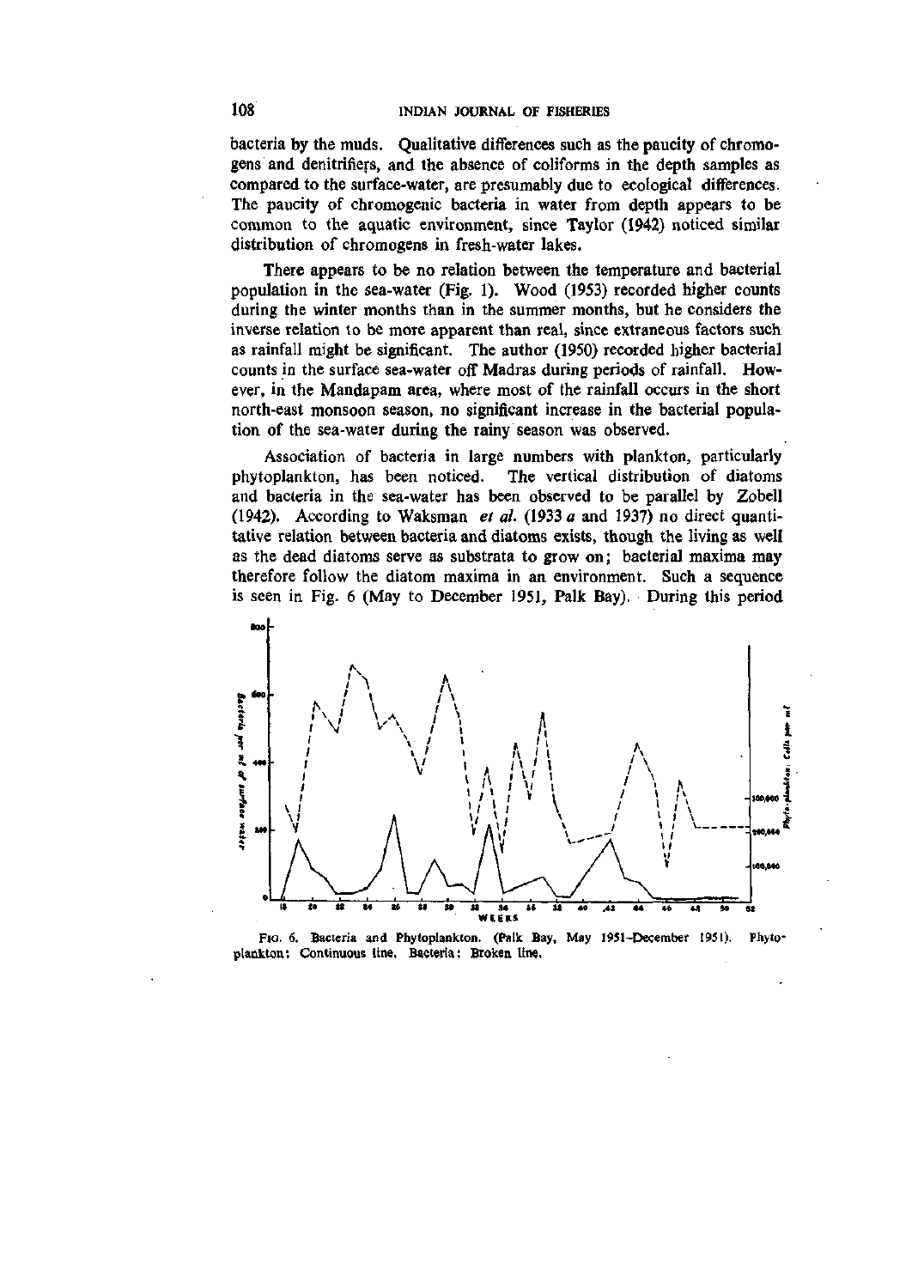bacteria by the muds. Qualitative differences such as the paucity of chromogens and denitrifiers, and the absence of coliforms in the depth samples as compared to the surface-water, are presumably due to ecological differences. The paucity of chromogenic bacteria in water from depth appears to be common to the aquatic environment, since Taylor (1942) noticed similar distribution of chromogens in fresh-water lakes.

There appears to be no relation between the temperature and bacterial population in the sea-water (Fig. 1). Wood (1953) recorded higher counts during the winter months than in the summer months, but he considers the inverse relation to be more apparent than real, since extraneous factors such as rainfall might be significant. The author (1950) recorded higher bacterial counts in the surface sea-water off Madras during periods of rainfall. However, in the Mandapam area, where most of the rainfall occurs in the short north-east monsoon season, no significant increase in the bacterial population of the sea-water during the rainy season was observed.

Association of bacteria in large numbers with plankton, particularly phytoplankton, has been noticed. The vertical distribution of diatoms and bacteria in the sea-water has been observed to be parallel by Zobell (1942). According to Waksman *et al.* (1933 *a* and 1937) no direct quantitative relation between bacteria and diatoms exists, though the living as well as the dead diatoms serve as substrata to grow on; bacterial maxima may therefore follow the diatom maxima in an environment. Such a sequence is seen in Fig. 6 (May to December 1951, Palk Bay). During this period

FIG. 6. Bacteria and Phytoplankton. (Palk Bay, May 1951–December 1951). Phytoplankton: Continuous line. Bacteria: Broken line.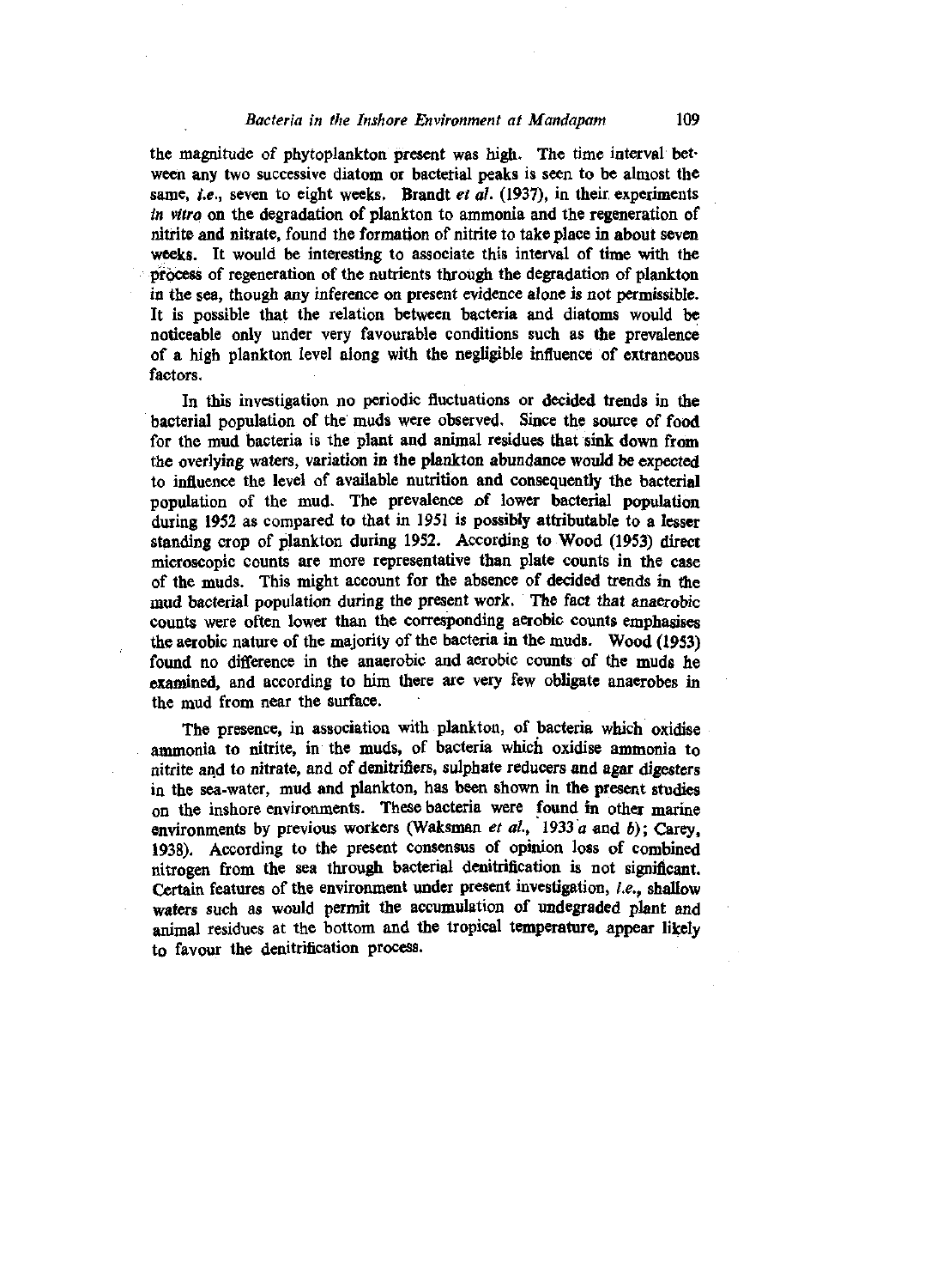the magnitude of phytoplankton present was high. The time interval between any two successive diatom or bacterial peaks is seen to be almost the same, *i.e.*, seven to eight weeks. Brandt *et al.* (1937), in their experiments *in vitro* on the degradation of plankton to ammonia and the regeneration of nitrite and nitrate, found the formation of nitrite to take place in about seven weeks. It would be interesting to associate this interval of time with the process of regeneration of the nutrients through the degradation of plankton in the sea, though any inference on present evidence alone is not permissible. It is possible that the relation between bacteria and diatoms would be noticeable only under very favourable conditions such as the prevalence of a high plankton level along with the negligible influence of extraneous factors.

In this investigation no periodic fluctuations or decided trends in the bacterial population of the muds were observed. Since the source of food for the mud bacteria is the plant and animal residues that sink down from the overlying waters, variation in the plankton abundance would be expected to influence the level of available nutrition and consequently the bacterial population of the mud. The prevalence of lower bacterial population during 1952 as compared to that in 1951 is possibly attributable to a lesser standing crop of plankton during 1952. According to Wood (1953) direct microscopic counts are more representative than plate counts in the case of the muds. This might account for the absence of decided trends in the mud bacterial population during the present work. The fact that anaerobic counts were often lower than the corresponding aerobic counts emphasises the aerobic nature of the majority of the bacteria in the muds. Wood (1953) found no difference in the anaerobic and aerobic counts of the muds he examined, and according to him there are very few obligate anaerobes in the mud from near the surface.

The presence, in association with plankton, of bacteria which oxidise ammonia to nitrite, in the muds, of bacteria which oxidise ammonia to nitrite and to nitrate, and of denitrifiers, sulphate reducers and agar digesters in the sea-water, mud and plankton, has been shown in the present studies on the inshore environments. These bacteria were found in other marine environments by previous workers (Waksman *et al.*, 1933 *a* and *b*); Carey, 1938). According to the present consensus of opinion loss of combined nitrogen from the sea through bacterial denitrification is not significant. Certain features of the environment under present investigation, *i.e.*, shallow waters such as would permit the accumulation of undegraded plant and animal residues at the bottom and the tropical temperature, appear likely to favour the denitrification process.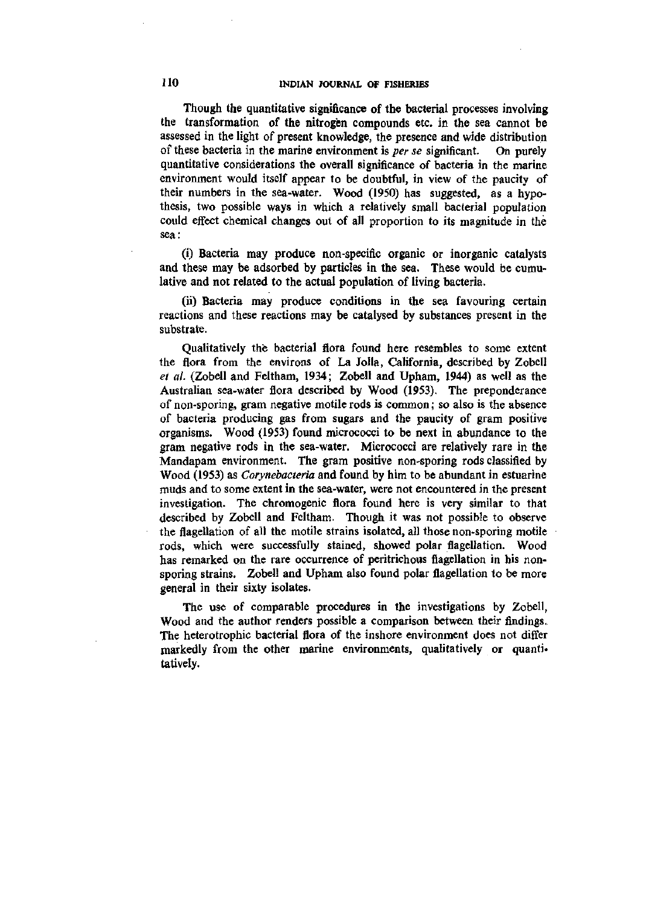Though the quantitative significance of the bacterial processes involving the transformation of the nitrogen compounds etc. in the sea cannot be assessed in the light of present knowledge, the presence and wide distribution of these bacteria in the marine environment is *per se* significant. On purely quantitative considerations the overall significance of bacteria in the marine environment would itself appear to be doubtful, in view of the paucity of their numbers in the sea-water. Wood (1950) has suggested, as a hypothesis, two possible ways in which a relatively small bacterial population could effect chemical changes out of all proportion to its magnitude in the sea:

(i) Bacteria may produce non-specific organic or inorganic catalysts and these may be adsorbed by particles in the sea. These would be cumulative and not related to the actual population of living bacteria.

(ii) Bacteria may produce conditions in the sea favouring certain reactions and these reactions may be catalysed by substances present in the substrate.

Qualitatively the bacterial flora found here resembles to some extent the flora from the environs of La Jolla, California, described by Zobell *et al.* (Zobell and Feltham, 1934; Zobell and Upham, 1944) as well as the Australian sea-water flora described by Wood (1953). The preponderance of non-sporing, gram negative motile rods is common; so also is the absence of bacteria producing gas from sugars and the paucity of gram positive organisms. Wood (1953) found micrococci to be next in abundance to the gram negative rods in the sea-water. Micrococci are relatively rare in the Mandapam environment. The gram positive non-sporing rods classified by Wood (1953) as *Corynebacteria* and found by him to be abundant in estuarine muds and to some extent in the sea-water, were not encountered in the present investigation. The chromogenic flora found here is very similar to that described by Zobell and Feltham. Though it was not possible to observe the flagellation of all the motile strains isolated, all those non-sporing motile rods, which were successfully stained, showed polar flagellation. Wood has remarked on the rare occurrence of peritrichous flagellation in his non-sporing strains. Zobell and Upham also found polar flagellation to be more general in their sixty isolates.

The use of comparable procedures in the investigations by Zobell, Wood and the author renders possible a comparison between their findings. The heterotrophic bacterial flora of the inshore environment does not differ markedly from the other marine environments, qualitatively or quantitatively.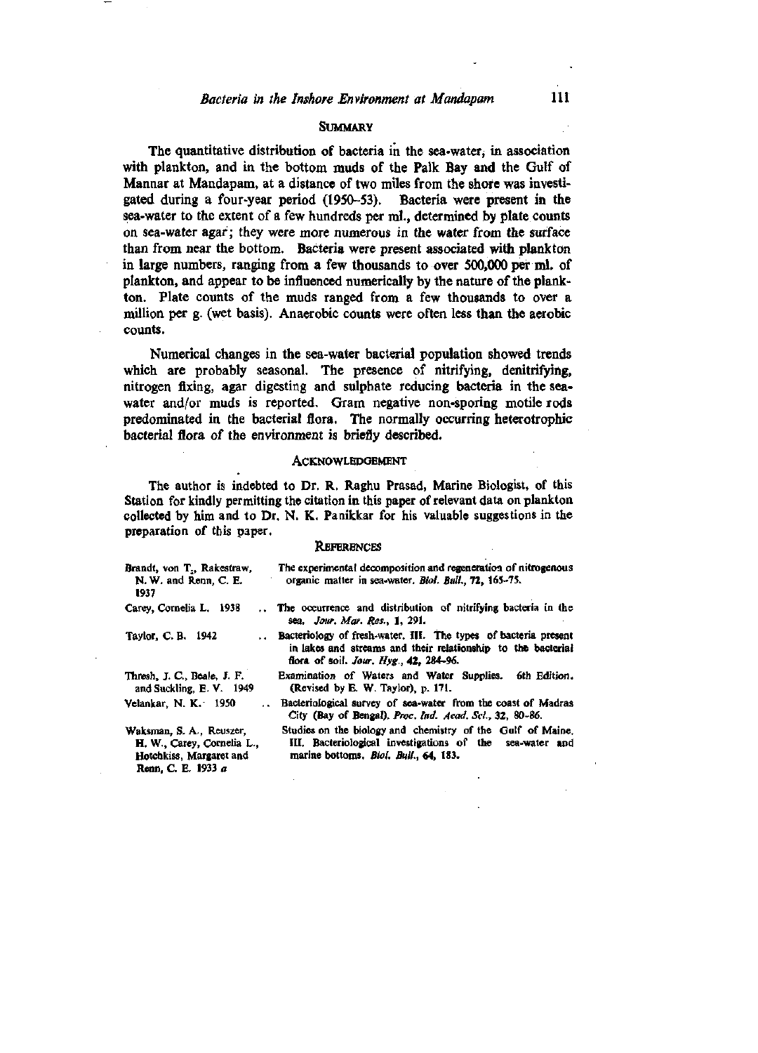## Summary

The quantitative distribution of bacteria in the sea-water, in association with plankton, and in the bottom muds of the Palk Bay and the Gulf of Mannar at Mandapam, at a distance of two miles from the shore was investigated during a four-year period (1950–53). Bacteria were present in the sea-water to the extent of a few hundreds per ml., determined by plate counts on sea-water agar; they were more numerous in the water from the surface than from near the bottom. Bacteria were present associated with plankton in large numbers, ranging from a few thousands to over 500,000 per ml. of plankton, and appear to be influenced numerically by the nature of the plankton. Plate counts of the muds ranged from a few thousands to over a million per g. (wet basis). Anaerobic counts were often less than the aerobic counts.

Numerical changes in the sea-water bacterial population showed trends which are probably seasonal. The presence of nitrifying, denitrifying, nitrogen fixing, agar digesting and sulphate reducing bacteria in the sea-water and/or muds is reported. Gram negative non-sporing motile rods predominated in the bacterial flora. The normally occurring heterotrophic bacterial flora of the environment is briefly described.

## Acknowledgement

The author is indebted to Dr. R. Raghu Prasad, Marine Biologist, of this Station for kindly permitting the citation in this paper of relevant data on plankton collected by him and to Dr. N. K. Panikkar for his valuable suggestions in the preparation of this paper.

## References

| | |
|---|---|
| Brandt, von T., Rakestraw, N. W. and Renn, C. E. 1937 | The experimental decomposition and regeneration of nitrogenous organic matter in sea-water. *Biol. Bull.*, **72**, 165–75. |
| Carey, Cornelia L. 1938 .. | The occurrence and distribution of nitrifying bacteria in the sea. *Jour. Mar. Res.*, **1**, 291. |
| Taylor, C. B. 1942 .. | Bacteriology of fresh-water. III. The types of bacteria present in lakes and streams and their relationship to the bacterial flora of soil. *Jour. Hyg.*, **42**, 284–96. |
| Thresh, J. C., Beale, J. F. and Suckling, E. V. 1949 | Examination of Waters and Water Supplies. 6th Edition. (Revised by E. W. Taylor), p. 171. |
| Velankar, N. K. 1950 .. | Bacteriological survey of sea-water from the coast of Madras City (Bay of Bengal). *Proc. Ind. Acad. Sci.*, **32**, 80–86. |
| Waksman, S. A., Reuszer, H. W., Carey, Cornelia L., Hotchkiss, Margaret and Renn, C. E. 1933 *a* | Studies on the biology and chemistry of the Gulf of Maine. III. Bacteriological investigations of the sea-water and marine bottoms. *Biol. Bull.*, **64**, 183. |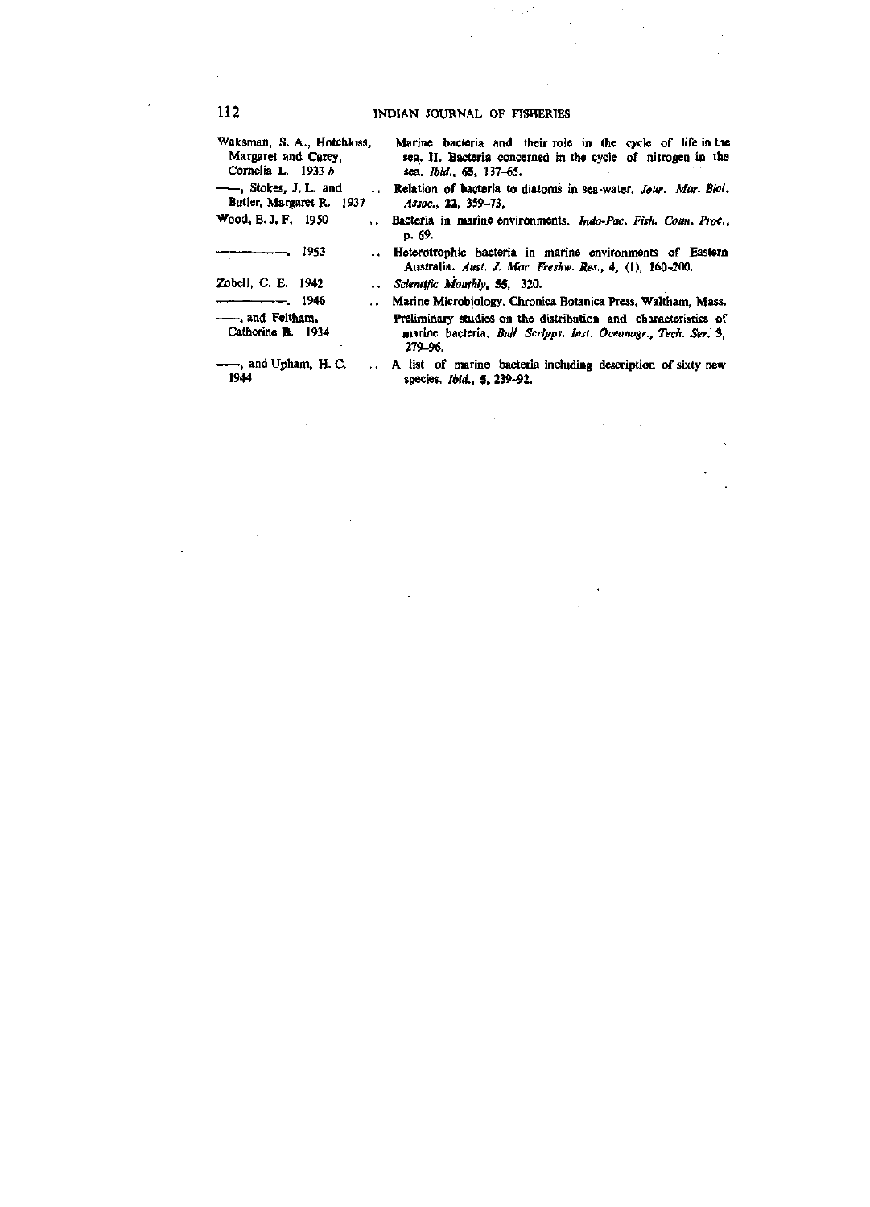Waksman, S. A., Hotchkiss, Margaret and Carey, Cornelia L. 1933 *b* .. Marine bacteria and their role in the cycle of life in the sea. II. Bacteria concerned in the cycle of nitrogen in the sea. *Ibid.*, **65**, 137–65.

——, Stokes, J. L. and Butler, Margaret R. 1937 .. Relation of bacteria to diatoms in sea-water. *Jour. Mar. Biol. Assoc.*, **22**, 359–73.

Wood, E. J. F. 1950 .. Bacteria in marine environments. *Indo-Pac. Fish. Coun. Proc.*, p. 69.

——————. 1953 .. Heterotrophic bacteria in marine environments of Eastern Australia. *Aust. J. Mar. Freshw. Res.*, **4**, (1), 160–200.

Zobell, C. E. 1942 .. *Scientific Monthly*, **55**, 320.

——————. 1946 .. Marine Microbiology. Chronica Botanica Press, Waltham, Mass.

——, and Feltham, Catherine B. 1934 .. Preliminary studies on the distribution and characteristics of marine bacteria. *Bull. Scripps. Inst. Oceanogr., Tech. Ser.* **3**, 279–96.

——, and Upham, H. C. 1944 .. A list of marine bacteria including description of sixty new species. *Ibid.*, **5**, 239–92.